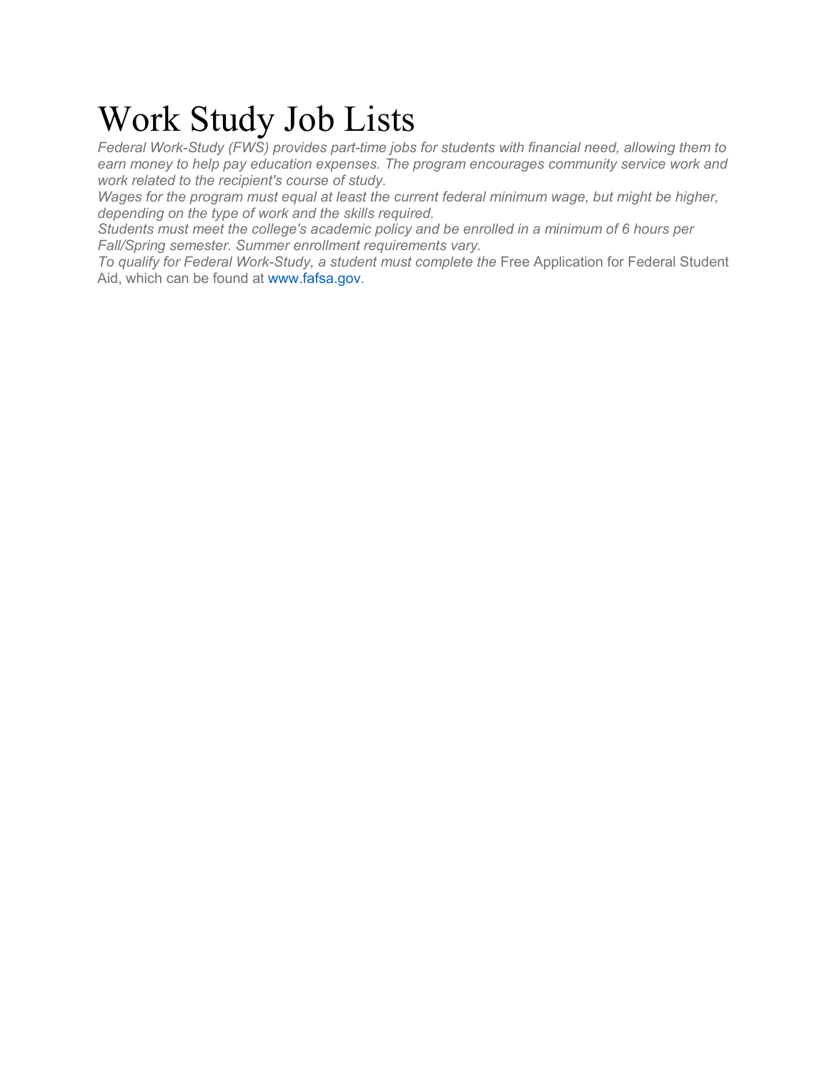# Work Study Job Lists

*Federal Work-Study (FWS) provides part-time jobs for students with financial need, allowing them to earn money to help pay education expenses. The program encourages community service work and work related to the recipient's course of study.*

*Wages for the program must equal at least the current federal minimum wage, but might be higher, depending on the type of work and the skills required.*

*Students must meet the college's academic policy and be enrolled in a minimum of 6 hours per Fall/Spring semester. Summer enrollment requirements vary.*

*To qualify for Federal Work-Study, a student must complete the* Free Application for Federal Student Aid, which can be found at www.fafsa.gov.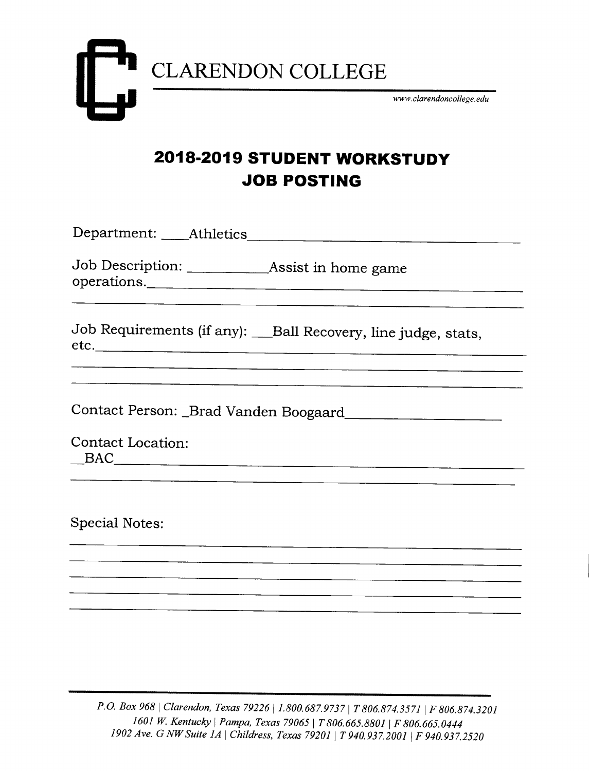# CLARENDON COLLEGE

*www.clarendoncollege.edu*

## 2018-2019 STUDENT WORKSTUDY JOB POSTING

Department: Athletics

Job Description: Assist in home game operations.

Job Requirements (if any): Ball Recovery, line judge, stats, etc.

Contact Person: Brad Vanden Boogaard

Contact Location: BAC

Special Notes:

*P.O. Box 968 | Clarendon, Texas 79226 | 1.800.687.9737 | T 806.874.3571 | F 806.874.3201*
*1601 W. Kentucky | Pampa, Texas 79065 | T 806.665.8801 | F 806.665.0444*
*1902 Ave. G NW Suite 1A | Childress, Texas 79201 | T 940.937.2001 | F 940.937.2520*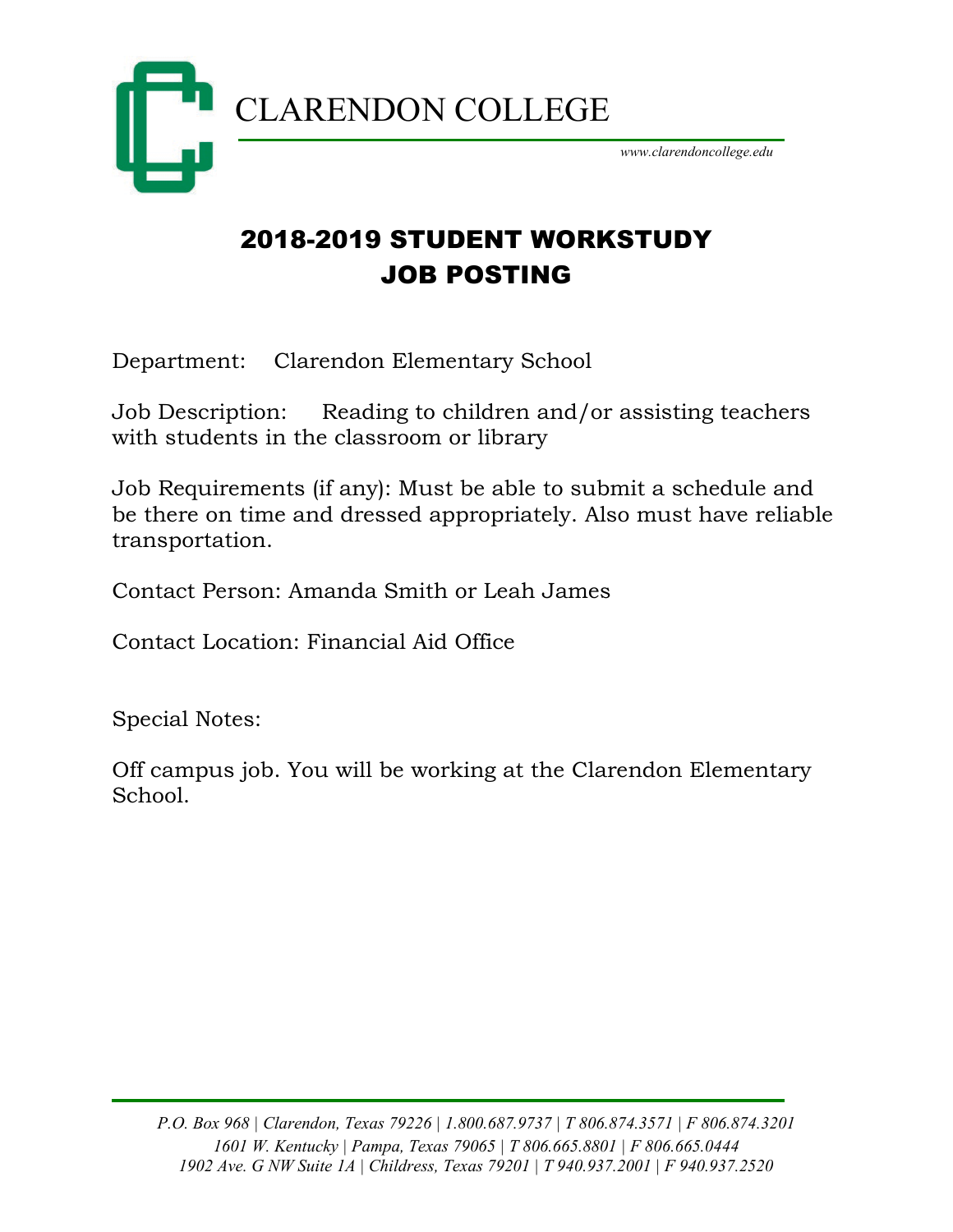CLARENDON COLLEGE

*www.clarendoncollege.edu*

# 2018-2019 STUDENT WORKSTUDY JOB POSTING

Department: Clarendon Elementary School

Job Description: Reading to children and/or assisting teachers with students in the classroom or library

Job Requirements (if any): Must be able to submit a schedule and be there on time and dressed appropriately. Also must have reliable transportation.

Contact Person: Amanda Smith or Leah James

Contact Location: Financial Aid Office

Special Notes:

Off campus job. You will be working at the Clarendon Elementary School.

*P.O. Box 968 | Clarendon, Texas 79226 | 1.800.687.9737 | T 806.874.3571 | F 806.874.3201*
*1601 W. Kentucky | Pampa, Texas 79065 | T 806.665.8801 | F 806.665.0444*
*1902 Ave. G NW Suite 1A | Childress, Texas 79201 | T 940.937.2001 | F 940.937.2520*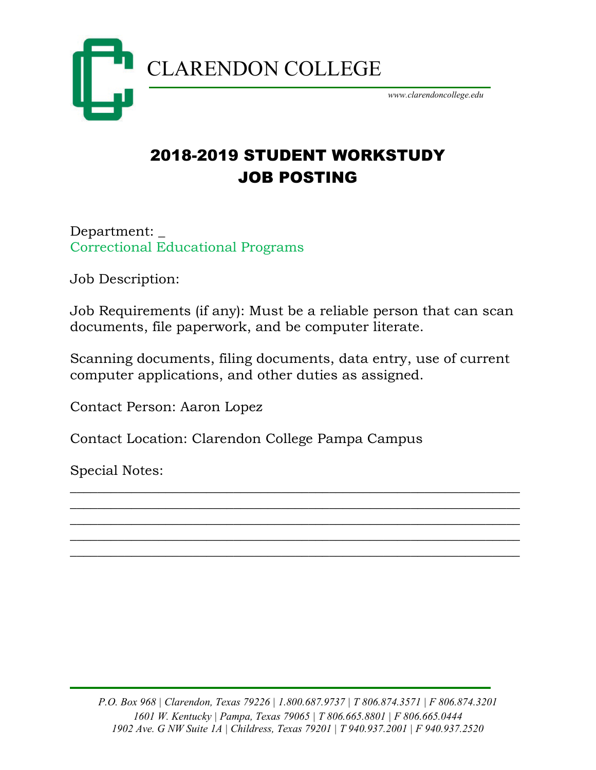CLARENDON COLLEGE

www.clarendoncollege.edu

# 2018-2019 STUDENT WORKSTUDY JOB POSTING

Department: _
Correctional Educational Programs

Job Description:

Job Requirements (if any): Must be a reliable person that can scan documents, file paperwork, and be computer literate.

Scanning documents, filing documents, data entry, use of current computer applications, and other duties as assigned.

Contact Person: Aaron Lopez

Contact Location: Clarendon College Pampa Campus

Special Notes:
______________________________________________________________
______________________________________________________________
______________________________________________________________
______________________________________________________________
______________________________________________________________

*P.O. Box 968 | Clarendon, Texas 79226 | 1.800.687.9737 | T 806.874.3571 | F 806.874.3201*
*1601 W. Kentucky | Pampa, Texas 79065 | T 806.665.8801 | F 806.665.0444*
*1902 Ave. G NW Suite 1A | Childress, Texas 79201 | T 940.937.2001 | F 940.937.2520*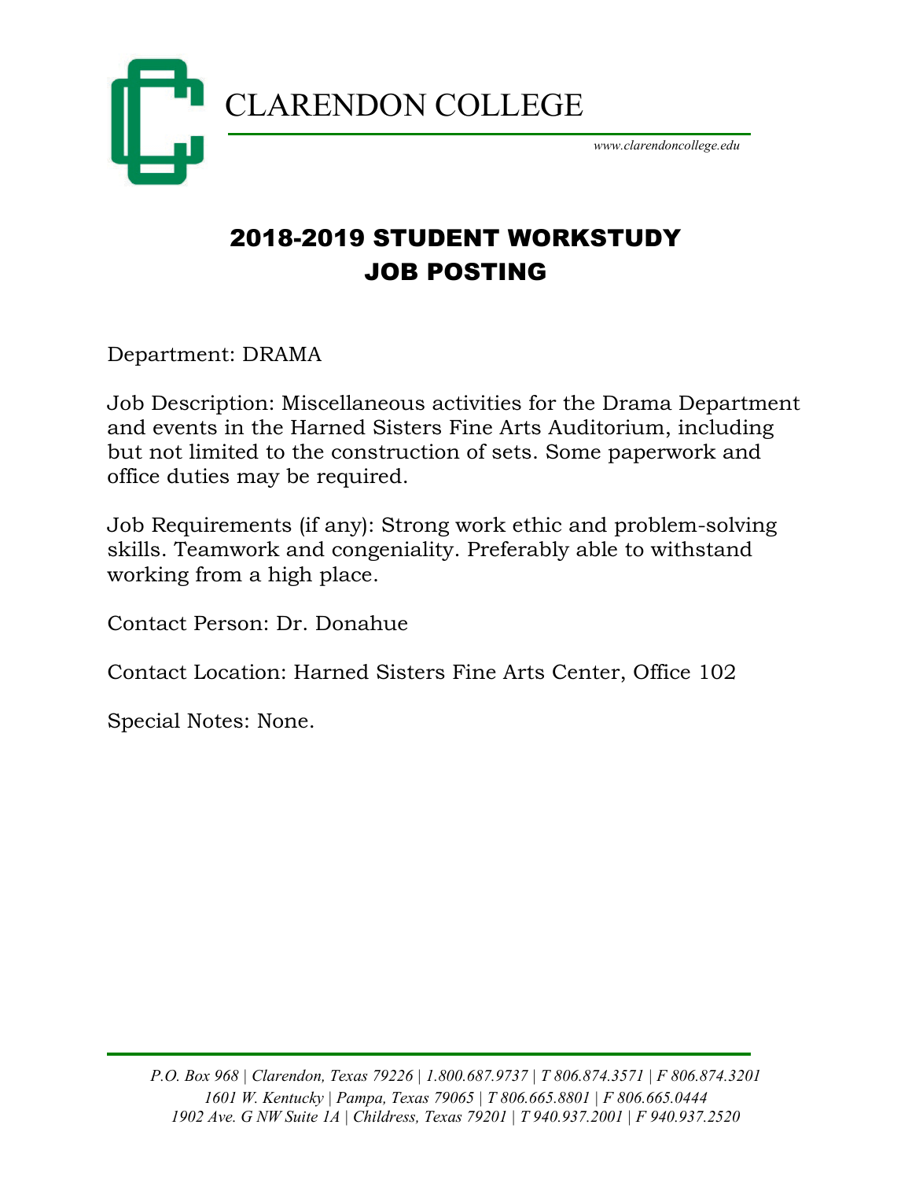CLARENDON COLLEGE

www.clarendoncollege.edu

# 2018-2019 STUDENT WORKSTUDY JOB POSTING

Department: DRAMA

Job Description: Miscellaneous activities for the Drama Department and events in the Harned Sisters Fine Arts Auditorium, including but not limited to the construction of sets. Some paperwork and office duties may be required.

Job Requirements (if any): Strong work ethic and problem-solving skills. Teamwork and congeniality. Preferably able to withstand working from a high place.

Contact Person: Dr. Donahue

Contact Location: Harned Sisters Fine Arts Center, Office 102

Special Notes: None.

*P.O. Box 968 | Clarendon, Texas 79226 | 1.800.687.9737 | T 806.874.3571 | F 806.874.3201*
*1601 W. Kentucky | Pampa, Texas 79065 | T 806.665.8801 | F 806.665.0444*
*1902 Ave. G NW Suite 1A | Childress, Texas 79201 | T 940.937.2001 | F 940.937.2520*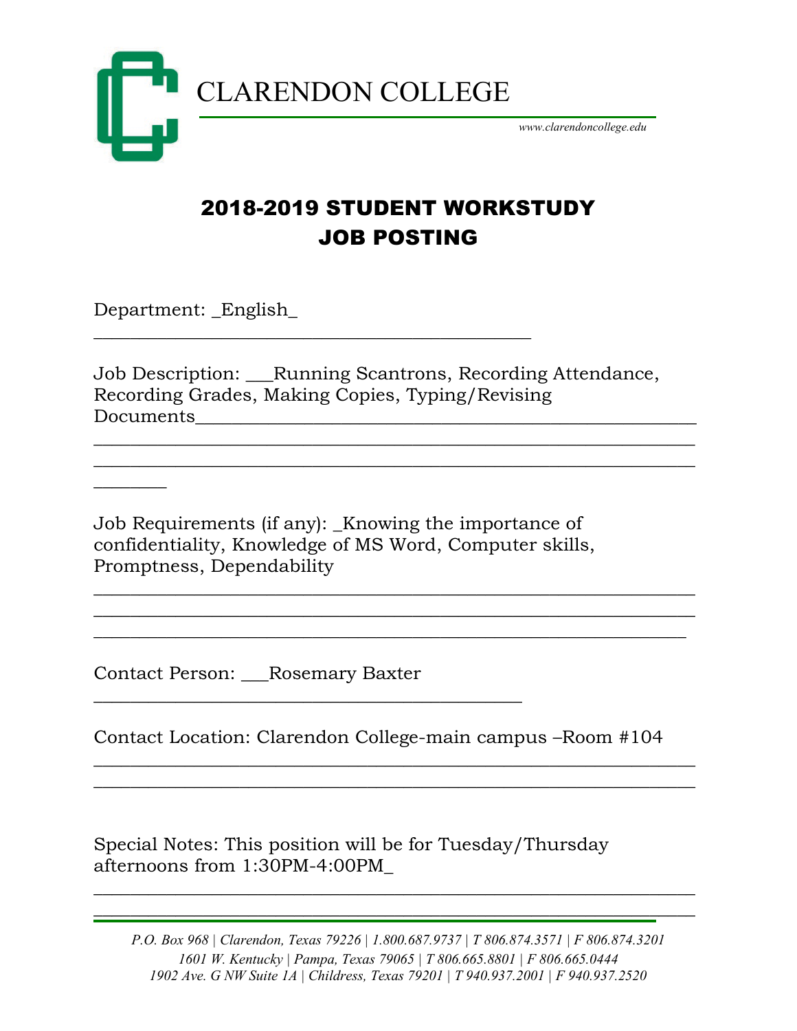CLARENDON COLLEGE

*www.clarendoncollege.edu*

# 2018-2019 STUDENT WORKSTUDY JOB POSTING

Department: _English_

Job Description: ___Running Scantrons, Recording Attendance, Recording Grades, Making Copies, Typing/Revising Documents

Job Requirements (if any): _Knowing the importance of confidentiality, Knowledge of MS Word, Computer skills, Promptness, Dependability

Contact Person: ___Rosemary Baxter

Contact Location: Clarendon College-main campus –Room #104

Special Notes: This position will be for Tuesday/Thursday afternoons from 1:30PM-4:00PM_

*P.O. Box 968 | Clarendon, Texas 79226 | 1.800.687.9737 | T 806.874.3571 | F 806.874.3201*
*1601 W. Kentucky | Pampa, Texas 79065 | T 806.665.8801 | F 806.665.0444*
*1902 Ave. G NW Suite 1A | Childress, Texas 79201 | T 940.937.2001 | F 940.937.2520*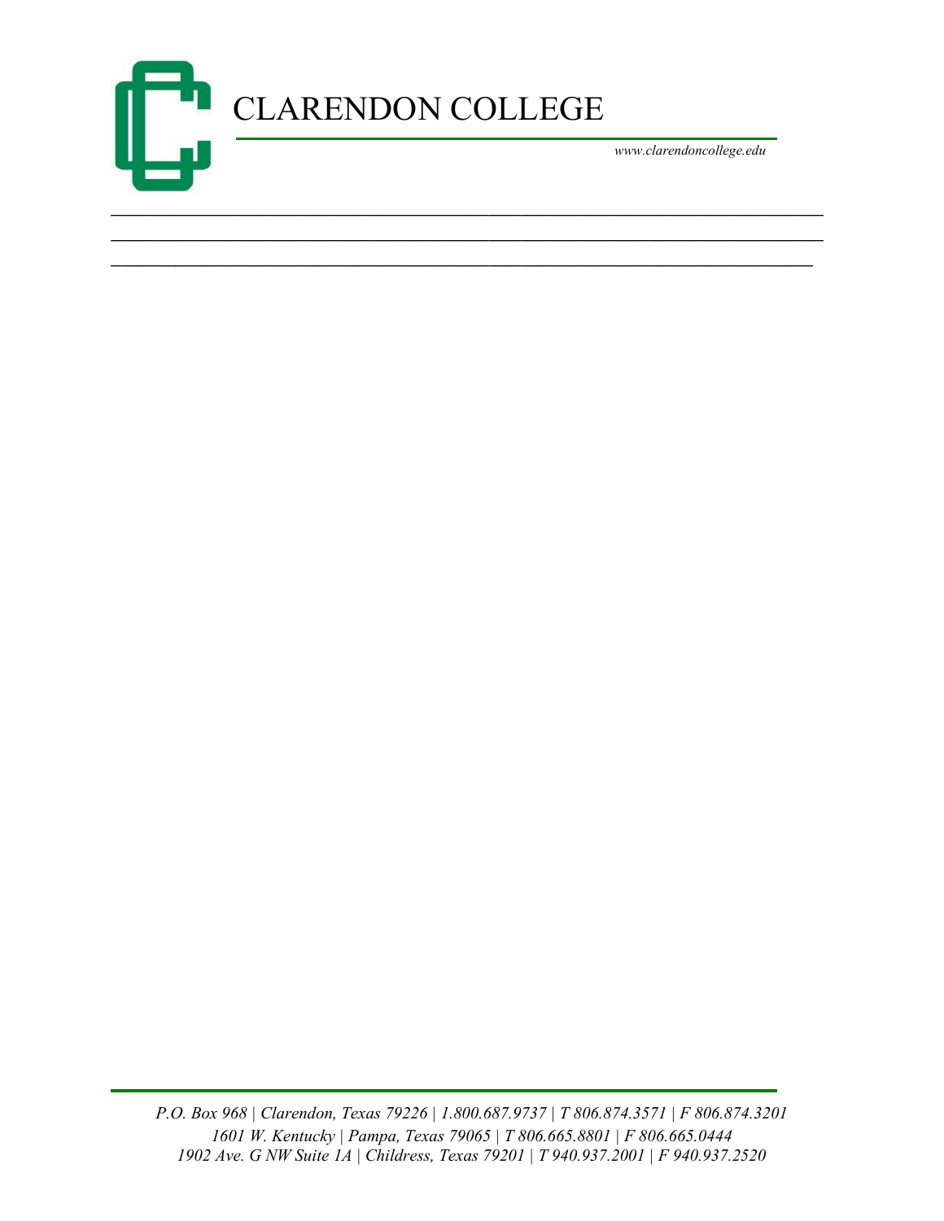# CLARENDON COLLEGE

*www.clarendoncollege.edu*

______________________________________________________________________

______________________________________________________________________

_____________________________________________________________________

*P.O. Box 968 | Clarendon, Texas 79226 | 1.800.687.9737 | T 806.874.3571 | F 806.874.3201*
*1601 W. Kentucky | Pampa, Texas 79065 | T 806.665.8801 | F 806.665.0444*
*1902 Ave. G NW Suite 1A | Childress, Texas 79201 | T 940.937.2001 | F 940.937.2520*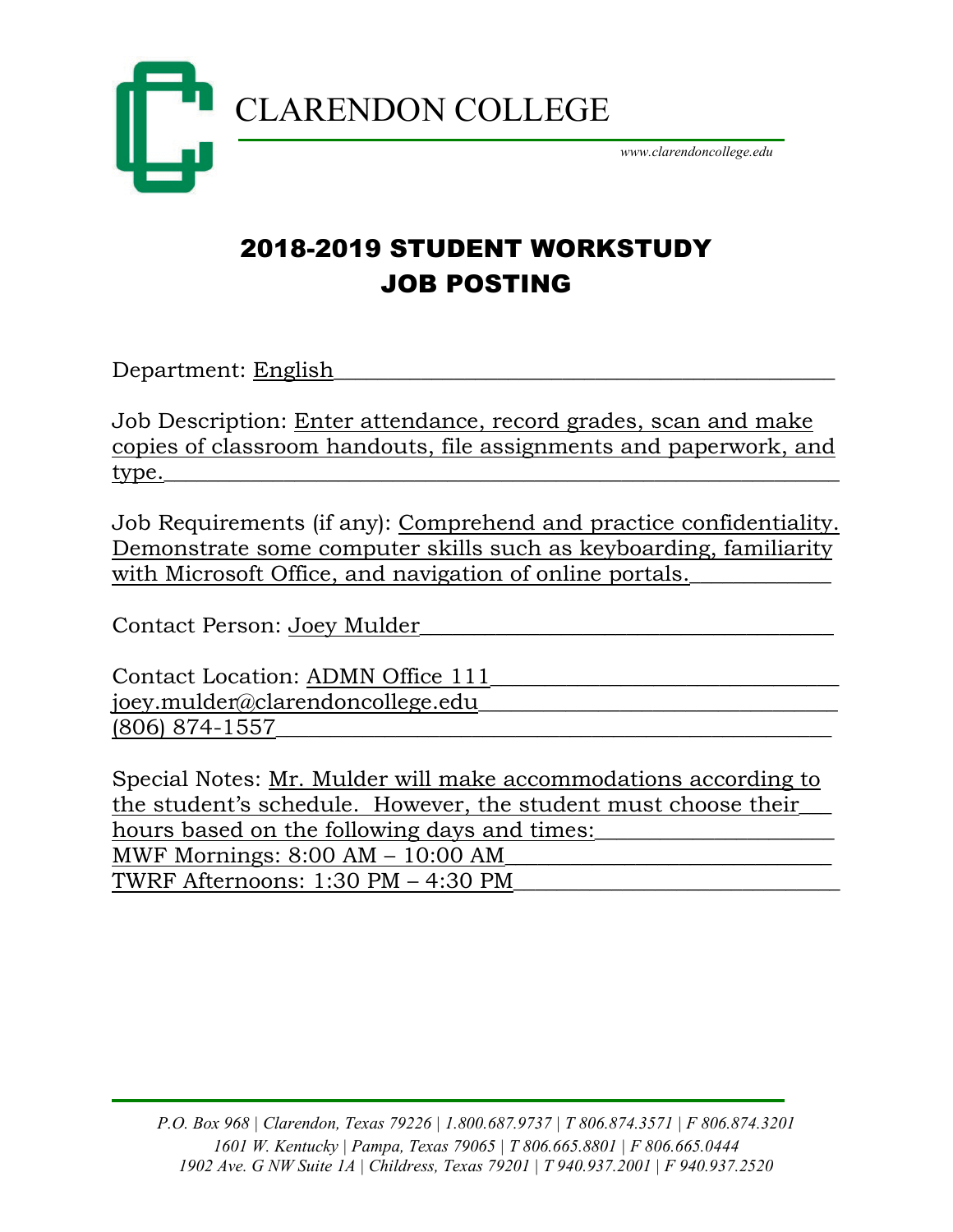CLARENDON COLLEGE

*www.clarendoncollege.edu*

# 2018-2019 STUDENT WORKSTUDY JOB POSTING

Department: English

Job Description: Enter attendance, record grades, scan and make copies of classroom handouts, file assignments and paperwork, and type.

Job Requirements (if any): Comprehend and practice confidentiality. Demonstrate some computer skills such as keyboarding, familiarity with Microsoft Office, and navigation of online portals.

Contact Person: Joey Mulder

Contact Location: ADMN Office 111
joey.mulder@clarendoncollege.edu
(806) 874-1557

Special Notes: Mr. Mulder will make accommodations according to the student's schedule. However, the student must choose their hours based on the following days and times:
MWF Mornings: 8:00 AM – 10:00 AM
TWRF Afternoons: 1:30 PM – 4:30 PM

*P.O. Box 968 | Clarendon, Texas 79226 | 1.800.687.9737 | T 806.874.3571 | F 806.874.3201*
*1601 W. Kentucky | Pampa, Texas 79065 | T 806.665.8801 | F 806.665.0444*
*1902 Ave. G NW Suite 1A | Childress, Texas 79201 | T 940.937.2001 | F 940.937.2520*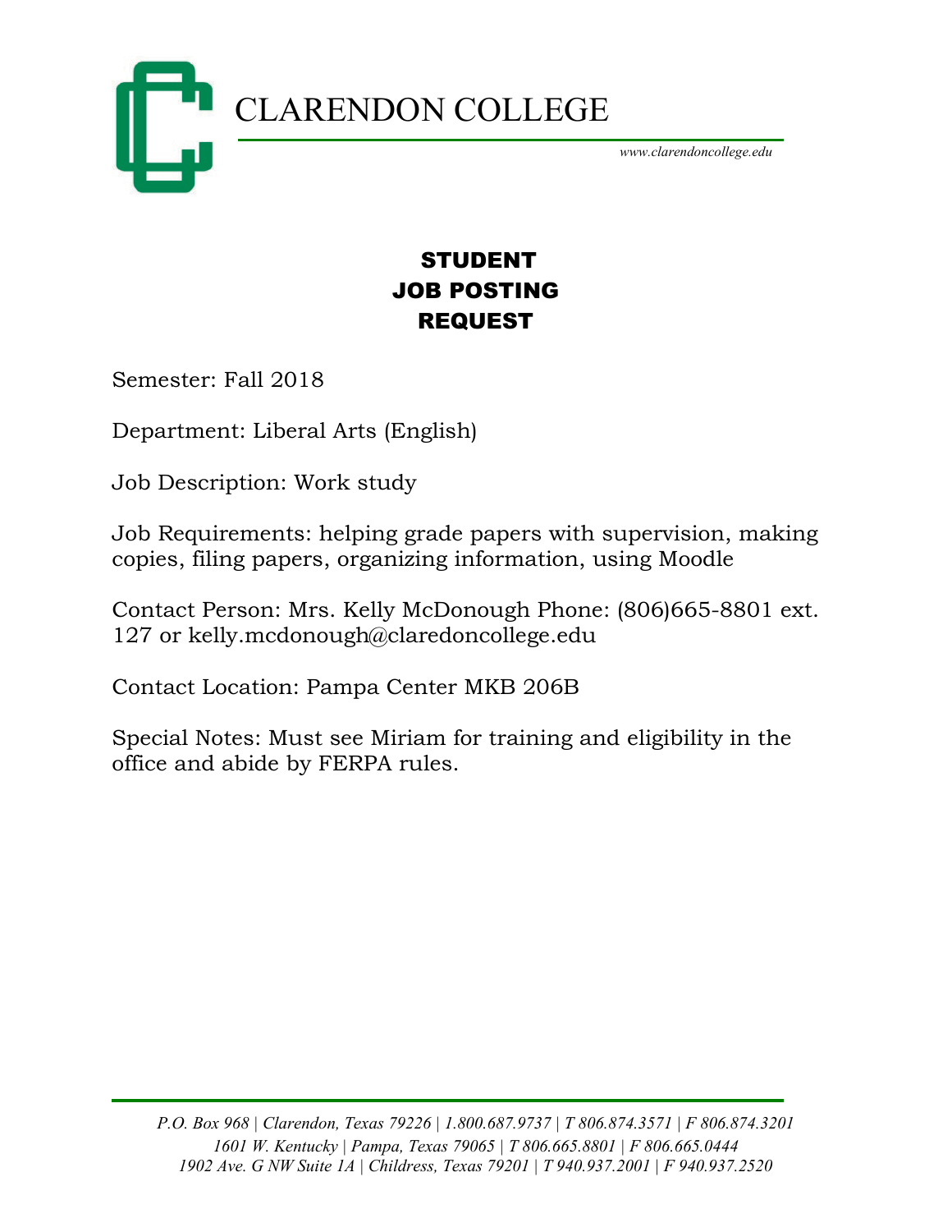# CLARENDON COLLEGE

*www.clarendoncollege.edu*

## STUDENT JOB POSTING REQUEST

Semester: Fall 2018

Department: Liberal Arts (English)

Job Description: Work study

Job Requirements: helping grade papers with supervision, making copies, filing papers, organizing information, using Moodle

Contact Person: Mrs. Kelly McDonough Phone: (806)665-8801 ext. 127 or kelly.mcdonough@claredoncollege.edu

Contact Location: Pampa Center MKB 206B

Special Notes: Must see Miriam for training and eligibility in the office and abide by FERPA rules.

*P.O. Box 968 | Clarendon, Texas 79226 | 1.800.687.9737 | T 806.874.3571 | F 806.874.3201*
*1601 W. Kentucky | Pampa, Texas 79065 | T 806.665.8801 | F 806.665.0444*
*1902 Ave. G NW Suite 1A | Childress, Texas 79201 | T 940.937.2001 | F 940.937.2520*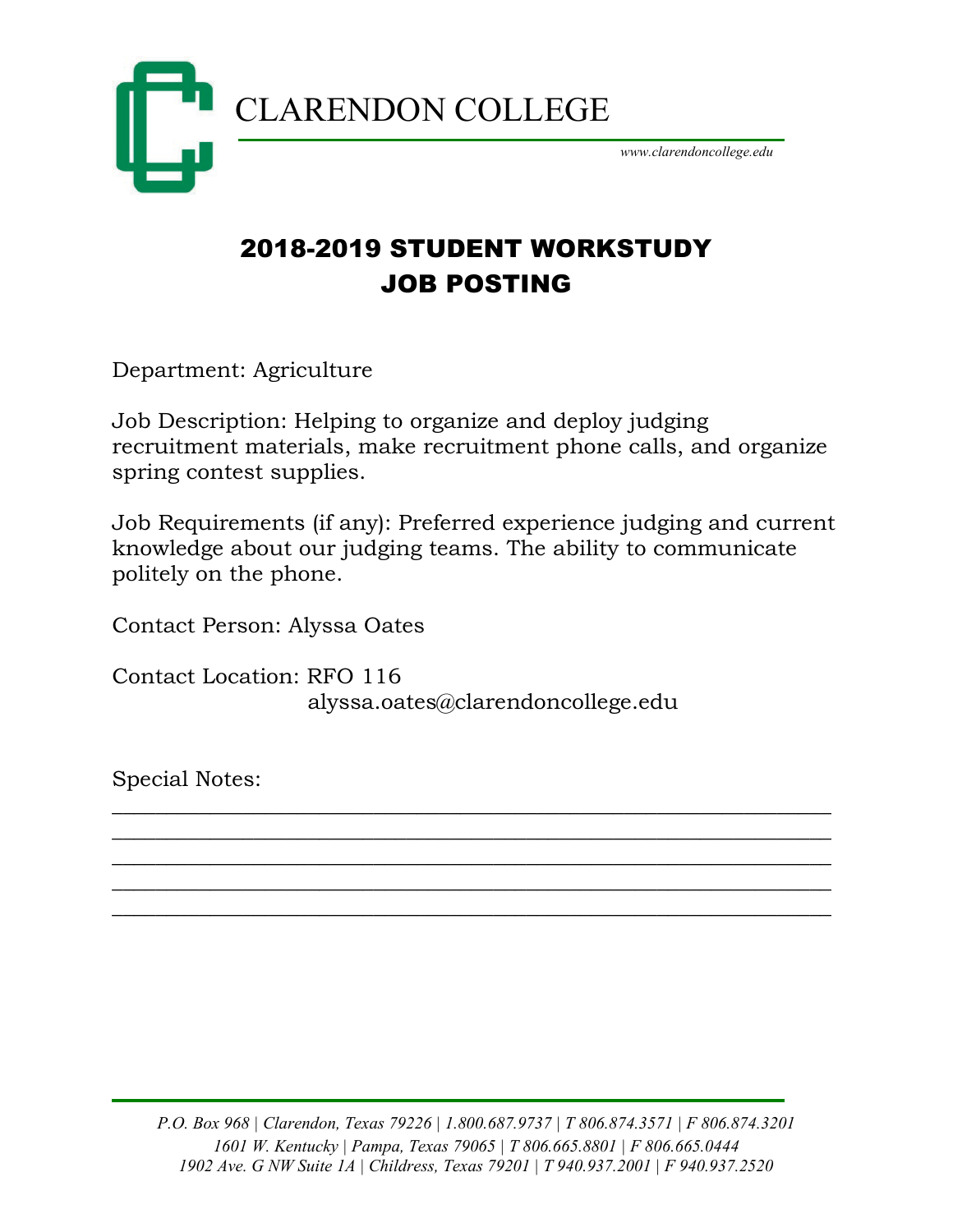CLARENDON COLLEGE

www.clarendoncollege.edu

# 2018-2019 STUDENT WORKSTUDY JOB POSTING

Department: Agriculture

Job Description: Helping to organize and deploy judging recruitment materials, make recruitment phone calls, and organize spring contest supplies.

Job Requirements (if any): Preferred experience judging and current knowledge about our judging teams. The ability to communicate politely on the phone.

Contact Person: Alyssa Oates

Contact Location: RFO 116
alyssa.oates@clarendoncollege.edu

Special Notes:

___________________________________________________________

___________________________________________________________

___________________________________________________________

___________________________________________________________

___________________________________________________________

*P.O. Box 968 | Clarendon, Texas 79226 | 1.800.687.9737 | T 806.874.3571 | F 806.874.3201*
*1601 W. Kentucky | Pampa, Texas 79065 | T 806.665.8801 | F 806.665.0444*
*1902 Ave. G NW Suite 1A | Childress, Texas 79201 | T 940.937.2001 | F 940.937.2520*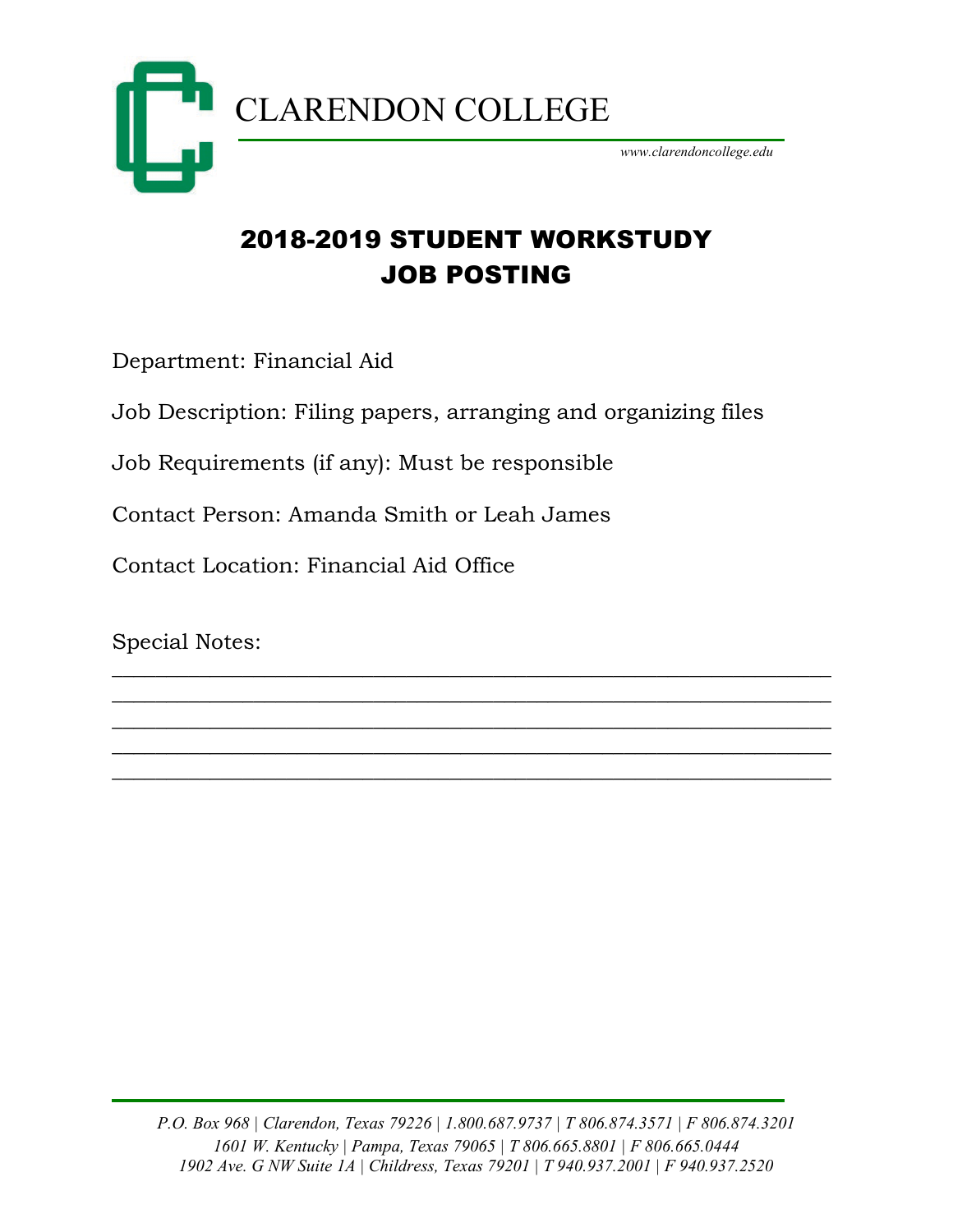CLARENDON COLLEGE

www.clarendoncollege.edu

# 2018-2019 STUDENT WORKSTUDY JOB POSTING

Department: Financial Aid

Job Description: Filing papers, arranging and organizing files

Job Requirements (if any): Must be responsible

Contact Person: Amanda Smith or Leah James

Contact Location: Financial Aid Office

Special Notes: \_\_\_\_\_\_\_\_\_\_\_\_\_\_\_\_\_\_\_\_\_\_\_\_\_\_\_\_\_\_\_\_\_\_\_\_\_\_\_\_\_\_\_\_\_\_\_\_\_\_\_\_\_\_\_\_\_\_\_\_

\_\_\_\_\_\_\_\_\_\_\_\_\_\_\_\_\_\_\_\_\_\_\_\_\_\_\_\_\_\_\_\_\_\_\_\_\_\_\_\_\_\_\_\_\_\_\_\_\_\_\_\_\_\_\_\_\_\_\_\_

\_\_\_\_\_\_\_\_\_\_\_\_\_\_\_\_\_\_\_\_\_\_\_\_\_\_\_\_\_\_\_\_\_\_\_\_\_\_\_\_\_\_\_\_\_\_\_\_\_\_\_\_\_\_\_\_\_\_\_\_

\_\_\_\_\_\_\_\_\_\_\_\_\_\_\_\_\_\_\_\_\_\_\_\_\_\_\_\_\_\_\_\_\_\_\_\_\_\_\_\_\_\_\_\_\_\_\_\_\_\_\_\_\_\_\_\_\_\_\_\_

\_\_\_\_\_\_\_\_\_\_\_\_\_\_\_\_\_\_\_\_\_\_\_\_\_\_\_\_\_\_\_\_\_\_\_\_\_\_\_\_\_\_\_\_\_\_\_\_\_\_\_\_\_\_\_\_\_\_\_\_

*P.O. Box 968 | Clarendon, Texas 79226 | 1.800.687.9737 | T 806.874.3571 | F 806.874.3201*
*1601 W. Kentucky | Pampa, Texas 79065 | T 806.665.8801 | F 806.665.0444*
*1902 Ave. G NW Suite 1A | Childress, Texas 79201 | T 940.937.2001 | F 940.937.2520*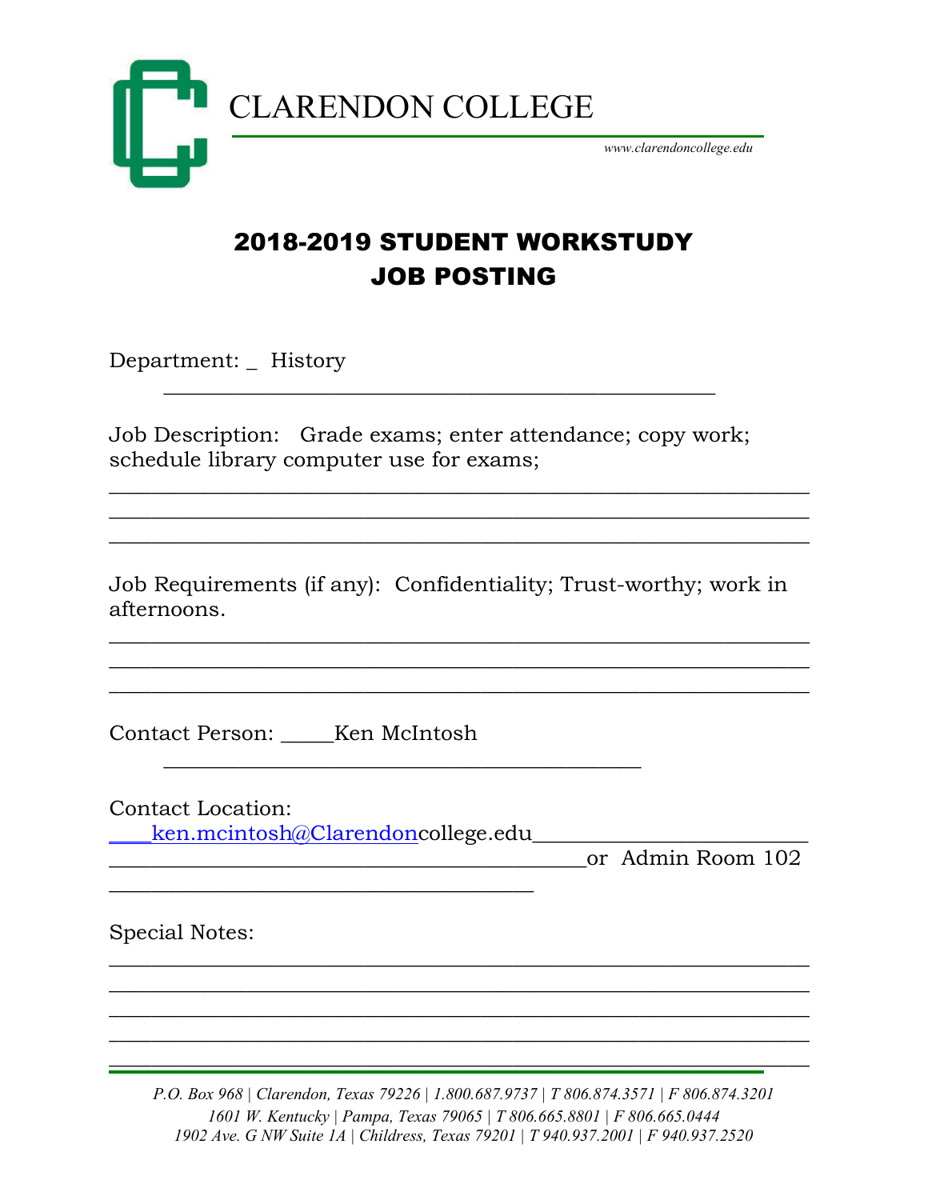CLARENDON COLLEGE

www.clarendoncollege.edu

# 2018-2019 STUDENT WORKSTUDY JOB POSTING

Department: _ History

Job Description: Grade exams; enter attendance; copy work; schedule library computer use for exams;

Job Requirements (if any): Confidentiality; Trust-worthy; work in afternoons.

Contact Person: _____Ken McIntosh

Contact Location: ____ken.mcintosh@Clarendoncollege.edu or Admin Room 102

Special Notes:

*P.O. Box 968 | Clarendon, Texas 79226 | 1.800.687.9737 | T 806.874.3571 | F 806.874.3201*
*1601 W. Kentucky | Pampa, Texas 79065 | T 806.665.8801 | F 806.665.0444*
*1902 Ave. G NW Suite 1A | Childress, Texas 79201 | T 940.937.2001 | F 940.937.2520*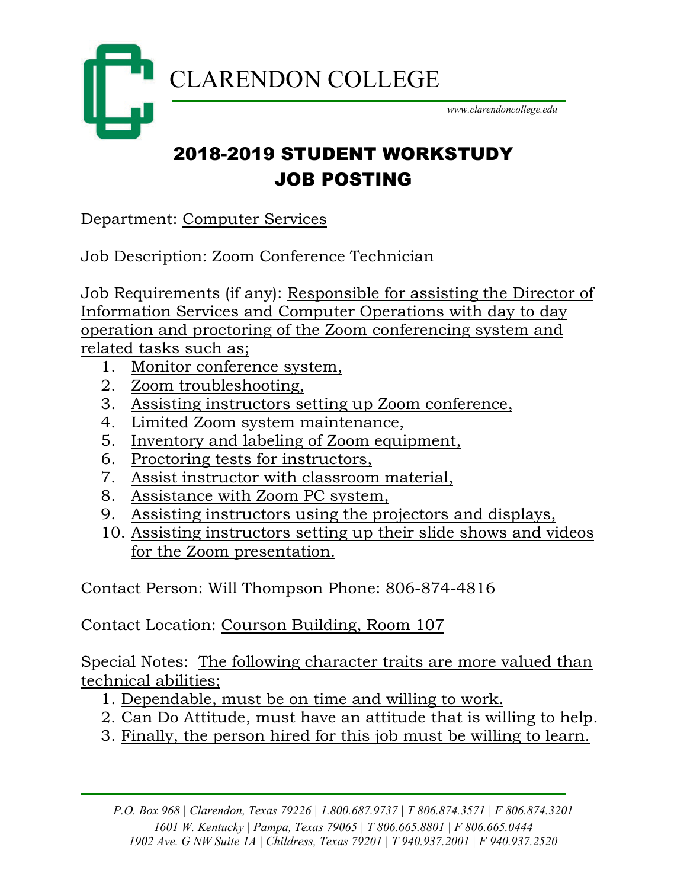# CLARENDON COLLEGE

www.clarendoncollege.edu

## 2018-2019 STUDENT WORKSTUDY JOB POSTING

Department: Computer Services

Job Description: Zoom Conference Technician

Job Requirements (if any): Responsible for assisting the Director of Information Services and Computer Operations with day to day operation and proctoring of the Zoom conferencing system and related tasks such as;

1. Monitor conference system,
2. Zoom troubleshooting,
3. Assisting instructors setting up Zoom conference,
4. Limited Zoom system maintenance,
5. Inventory and labeling of Zoom equipment,
6. Proctoring tests for instructors,
7. Assist instructor with classroom material,
8. Assistance with Zoom PC system,
9. Assisting instructors using the projectors and displays,
10. Assisting instructors setting up their slide shows and videos for the Zoom presentation.

Contact Person: Will Thompson Phone: 806-874-4816

Contact Location: Courson Building, Room 107

Special Notes: The following character traits are more valued than technical abilities;

1. Dependable, must be on time and willing to work.
2. Can Do Attitude, must have an attitude that is willing to help.
3. Finally, the person hired for this job must be willing to learn.

*P.O. Box 968 | Clarendon, Texas 79226 | 1.800.687.9737 | T 806.874.3571 | F 806.874.3201*
*1601 W. Kentucky | Pampa, Texas 79065 | T 806.665.8801 | F 806.665.0444*
*1902 Ave. G NW Suite 1A | Childress, Texas 79201 | T 940.937.2001 | F 940.937.2520*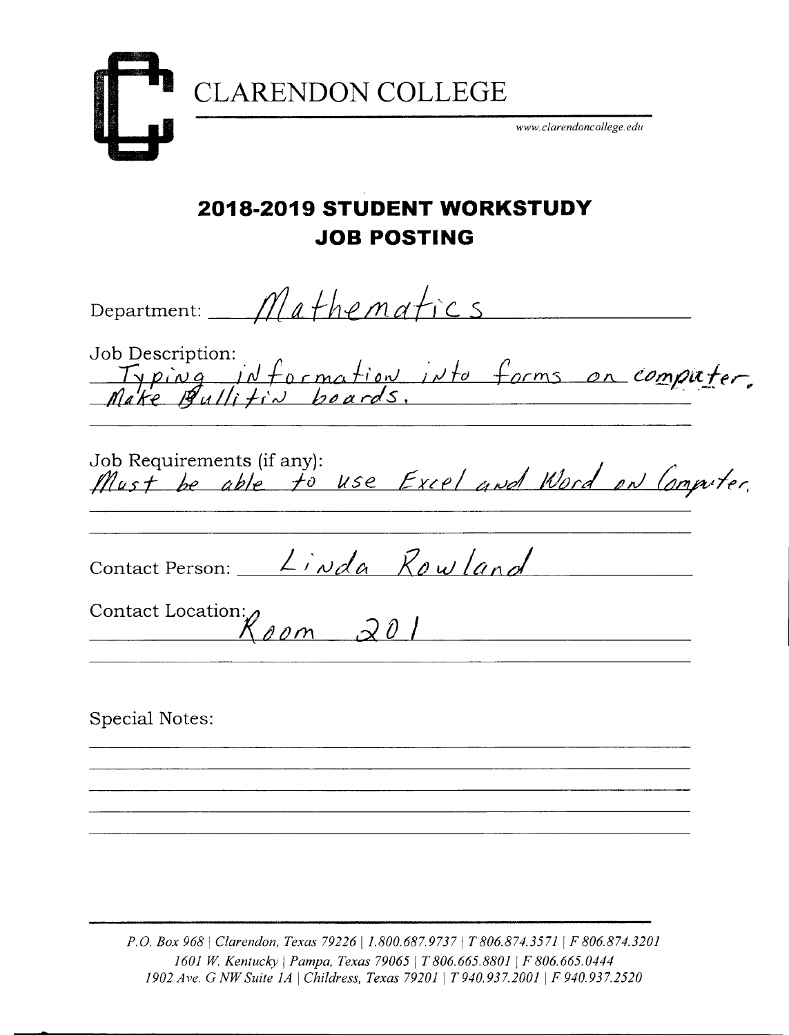# CLARENDON COLLEGE

www.clarendoncollege.edu

## 2018-2019 STUDENT WORKSTUDY JOB POSTING

Department: Mathematics

Job Description: Typing information into forms on computer. Make Bullitin boards.

Job Requirements (if any): Must be able to use Excel and Word on Computer.

Contact Person: Linda Rowland

Contact Location: Room 201

Special Notes:

---

P.O. Box 968 | Clarendon, Texas 79226 | 1.800.687.9737 | T 806.874.3571 | F 806.874.3201
1601 W. Kentucky | Pampa, Texas 79065 | T 806.665.8801 | F 806.665.0444
1902 Ave. G NW Suite 1A | Childress, Texas 79201 | T 940.937.2001 | F 940.937.2520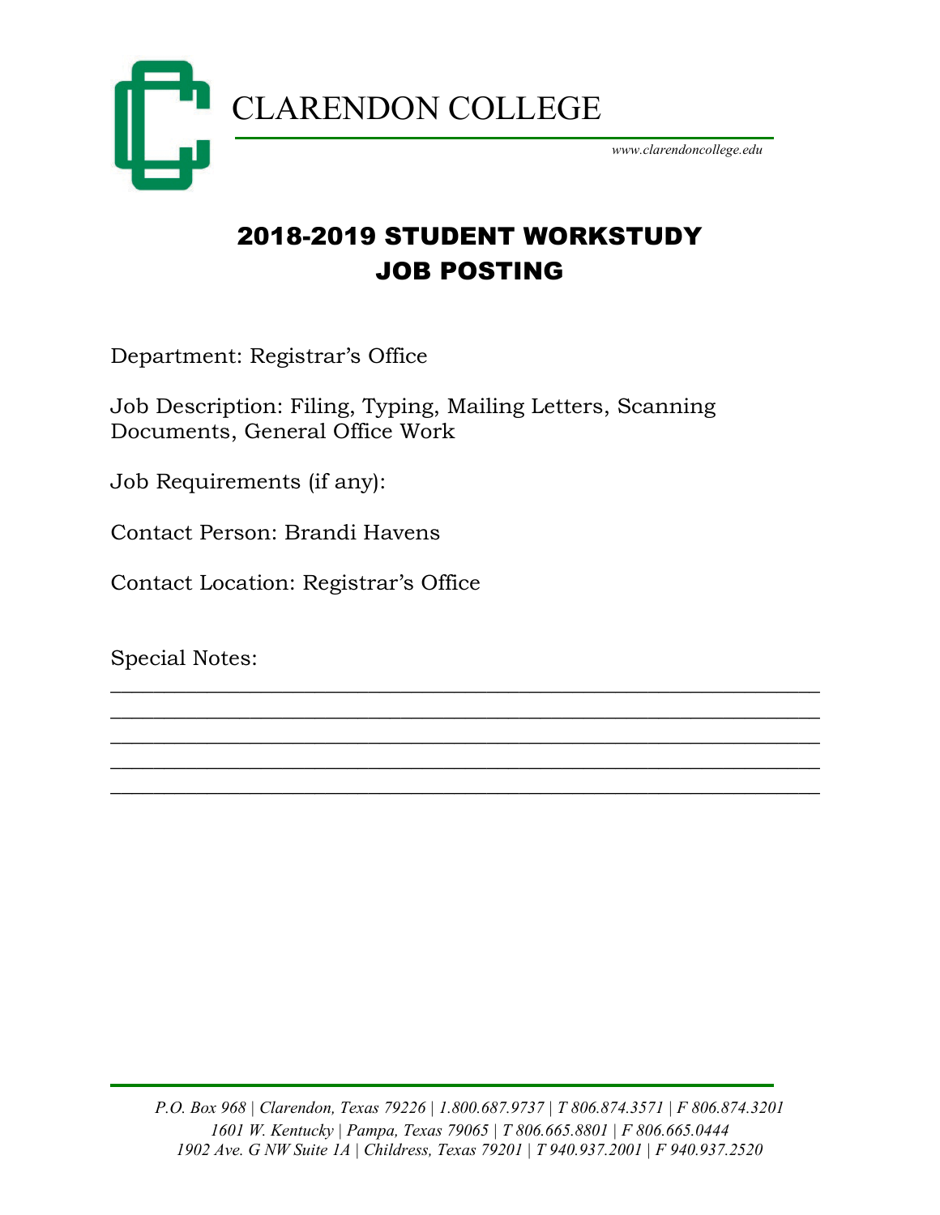CLARENDON COLLEGE

*www.clarendoncollege.edu*

# 2018-2019 STUDENT WORKSTUDY JOB POSTING

Department: Registrar's Office

Job Description: Filing, Typing, Mailing Letters, Scanning Documents, General Office Work

Job Requirements (if any):

Contact Person: Brandi Havens

Contact Location: Registrar's Office

Special Notes:

___________________________________________________________
___________________________________________________________
___________________________________________________________
___________________________________________________________
___________________________________________________________

*P.O. Box 968 | Clarendon, Texas 79226 | 1.800.687.9737 | T 806.874.3571 | F 806.874.3201*
*1601 W. Kentucky | Pampa, Texas 79065 | T 806.665.8801 | F 806.665.0444*
*1902 Ave. G NW Suite 1A | Childress, Texas 79201 | T 940.937.2001 | F 940.937.2520*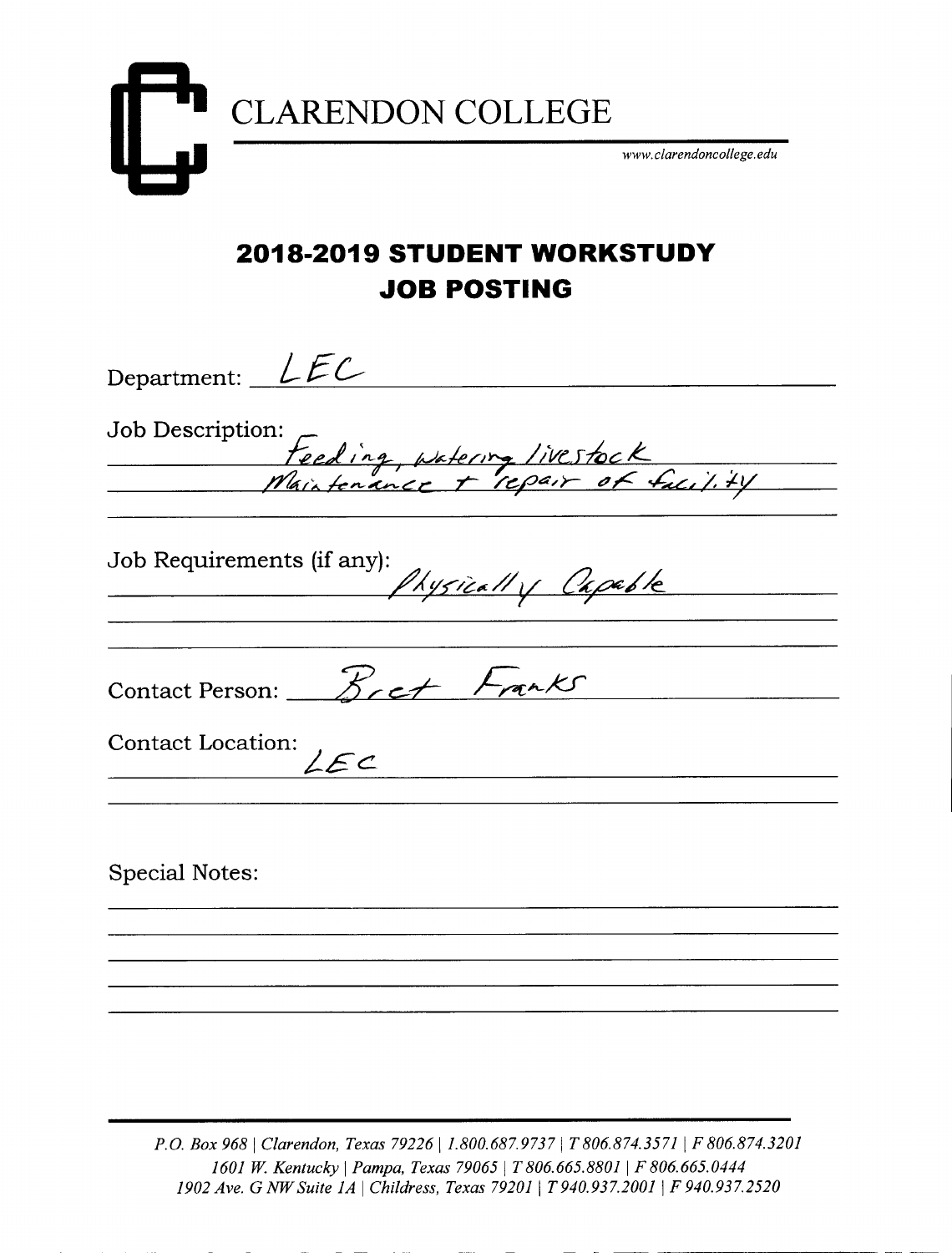# CLARENDON COLLEGE

*www.clarendoncollege.edu*

## 2018-2019 STUDENT WORKSTUDY JOB POSTING

Department: LEC

Job Description: Feeding, watering livestock
Maintenance + repair of facility

Job Requirements (if any): Physically Capable

Contact Person: Bret Franks

Contact Location: LEC

Special Notes:

*P.O. Box 968 | Clarendon, Texas 79226 | 1.800.687.9737 | T 806.874.3571 | F 806.874.3201*
*1601 W. Kentucky | Pampa, Texas 79065 | T 806.665.8801 | F 806.665.0444*
*1902 Ave. G NW Suite 1A | Childress, Texas 79201 | T 940.937.2001 | F 940.937.2520*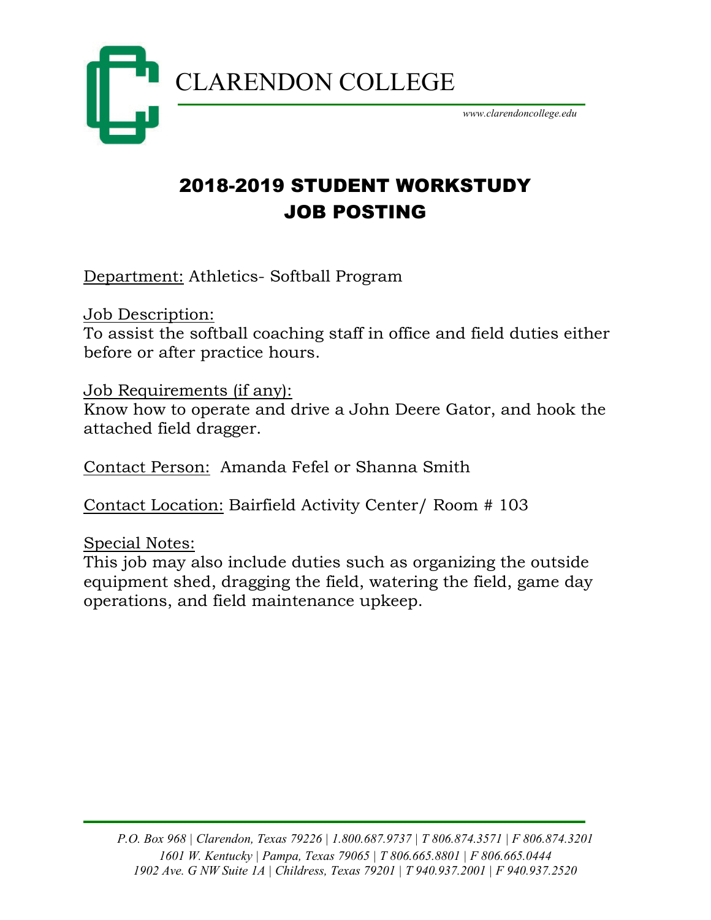CLARENDON COLLEGE

*www.clarendoncollege.edu*

# 2018-2019 STUDENT WORKSTUDY JOB POSTING

Department: Athletics- Softball Program

Job Description:
To assist the softball coaching staff in office and field duties either before or after practice hours.

Job Requirements (if any):
Know how to operate and drive a John Deere Gator, and hook the attached field dragger.

Contact Person: Amanda Fefel or Shanna Smith

Contact Location: Bairfield Activity Center/ Room # 103

Special Notes:
This job may also include duties such as organizing the outside equipment shed, dragging the field, watering the field, game day operations, and field maintenance upkeep.

*P.O. Box 968 | Clarendon, Texas 79226 | 1.800.687.9737 | T 806.874.3571 | F 806.874.3201*
*1601 W. Kentucky | Pampa, Texas 79065 | T 806.665.8801 | F 806.665.0444*
*1902 Ave. G NW Suite 1A | Childress, Texas 79201 | T 940.937.2001 | F 940.937.2520*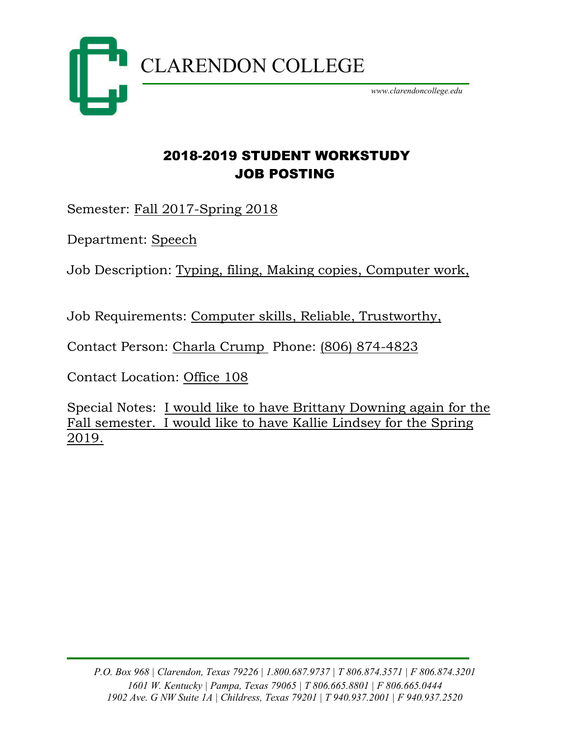CLARENDON COLLEGE

*www.clarendoncollege.edu*

# 2018-2019 STUDENT WORKSTUDY JOB POSTING

Semester: Fall 2017-Spring 2018

Department: Speech

Job Description: Typing, filing, Making copies, Computer work,

Job Requirements: Computer skills, Reliable, Trustworthy,

Contact Person: Charla Crump Phone: (806) 874-4823

Contact Location: Office 108

Special Notes: I would like to have Brittany Downing again for the Fall semester. I would like to have Kallie Lindsey for the Spring 2019.

*P.O. Box 968 | Clarendon, Texas 79226 | 1.800.687.9737 | T 806.874.3571 | F 806.874.3201*
*1601 W. Kentucky | Pampa, Texas 79065 | T 806.665.8801 | F 806.665.0444*
*1902 Ave. G NW Suite 1A | Childress, Texas 79201 | T 940.937.2001 | F 940.937.2520*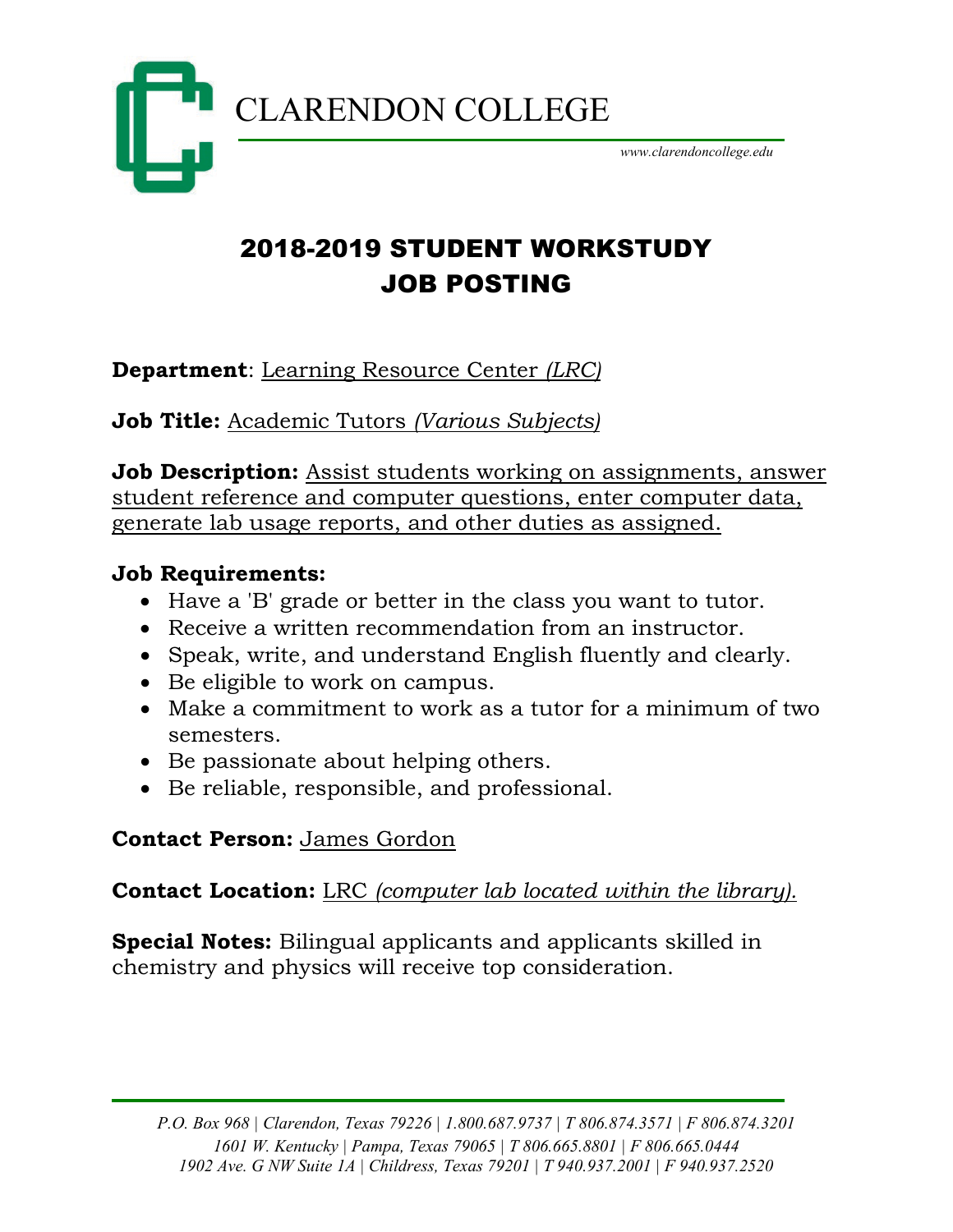CLARENDON COLLEGE

*www.clarendoncollege.edu*

# 2018-2019 STUDENT WORKSTUDY JOB POSTING

**Department**: Learning Resource Center *(LRC)*

**Job Title:** Academic Tutors *(Various Subjects)*

**Job Description:** Assist students working on assignments, answer student reference and computer questions, enter computer data, generate lab usage reports, and other duties as assigned.

**Job Requirements:**

- Have a 'B' grade or better in the class you want to tutor.
- Receive a written recommendation from an instructor.
- Speak, write, and understand English fluently and clearly.
- Be eligible to work on campus.
- Make a commitment to work as a tutor for a minimum of two semesters.
- Be passionate about helping others.
- Be reliable, responsible, and professional.

**Contact Person:** James Gordon

**Contact Location:** LRC *(computer lab located within the library).*

**Special Notes:** Bilingual applicants and applicants skilled in chemistry and physics will receive top consideration.

*P.O. Box 968 | Clarendon, Texas 79226 | 1.800.687.9737 | T 806.874.3571 | F 806.874.3201*
*1601 W. Kentucky | Pampa, Texas 79065 | T 806.665.8801 | F 806.665.0444*
*1902 Ave. G NW Suite 1A | Childress, Texas 79201 | T 940.937.2001 | F 940.937.2520*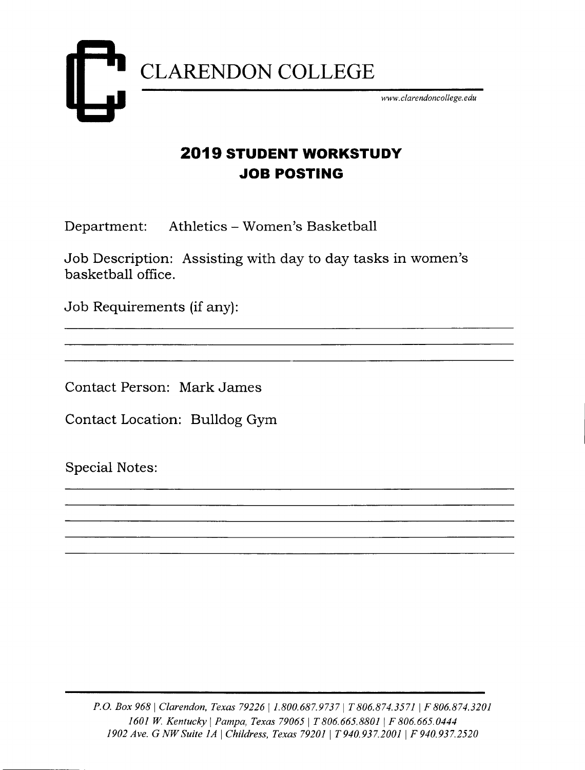# CLARENDON COLLEGE

*www.clarendoncollege.edu*

## 2019 STUDENT WORKSTUDY JOB POSTING

Department: Athletics – Women's Basketball

Job Description: Assisting with day to day tasks in women's basketball office.

Job Requirements (if any):

Contact Person: Mark James

Contact Location: Bulldog Gym

Special Notes:

*P.O. Box 968 | Clarendon, Texas 79226 | 1.800.687.9737 | T 806.874.3571 | F 806.874.3201*
*1601 W. Kentucky | Pampa, Texas 79065 | T 806.665.8801 | F 806.665.0444*
*1902 Ave. G NW Suite 1A | Childress, Texas 79201 | T 940.937.2001 | F 940.937.2520*